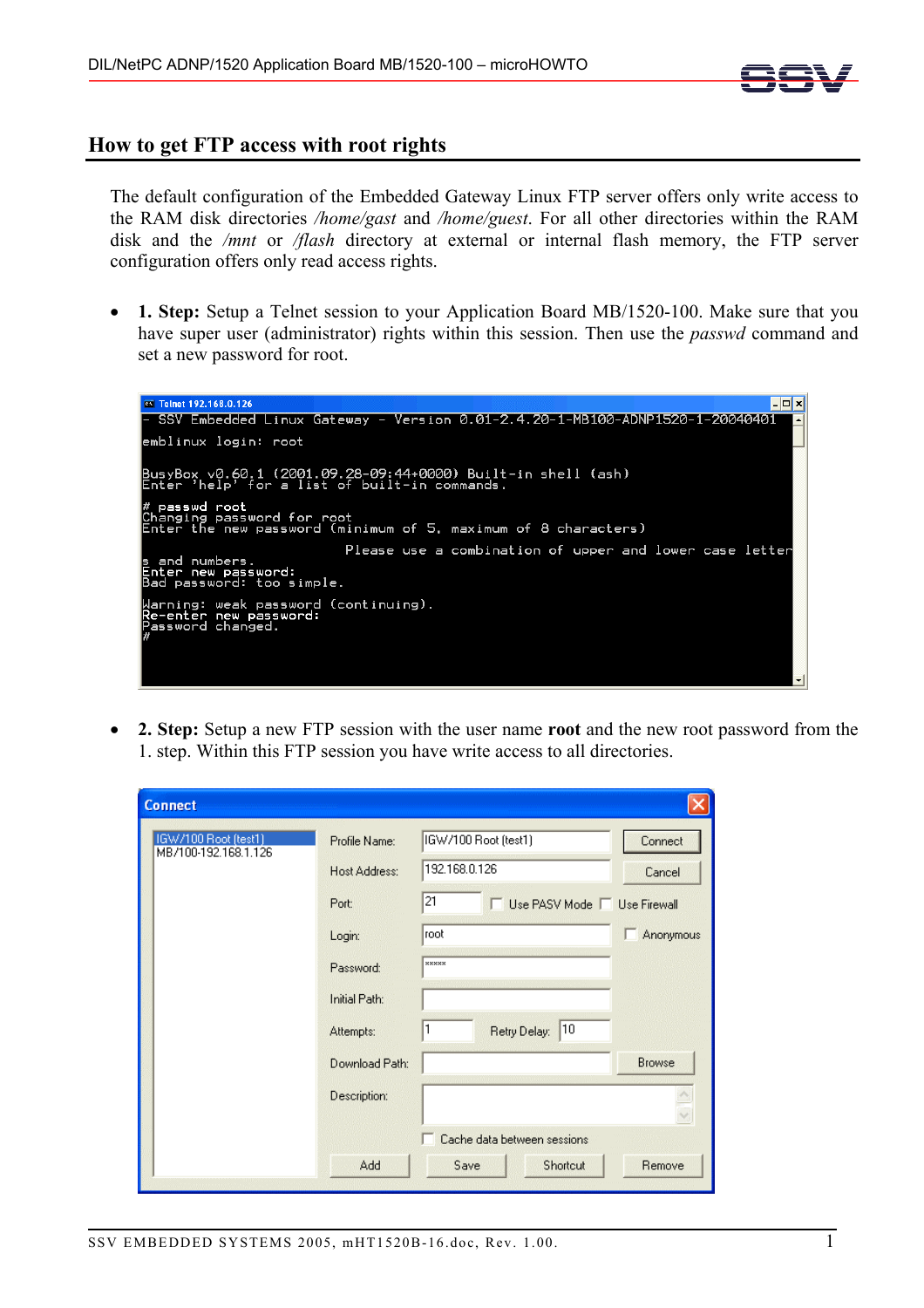## How to get FTP access with root rights

The default configuration of the Embedded Gateway Linux FTP server offers only write access to the RAM disk directories */home/gast* and */home/guest*. For all other directories within the RAM disk and the */mnt* or */flash* directory at external or internal flash memory, the FTP server configuration offers only read access rights.

- **1. Step:** Setup a Telnet session to your Application Board MB/1520-100. Make sure that you have super user (administrator) rights within this session. Then use the *passwd* command and set a new password for root.

```
- SSV Embedded Linux Gateway - Version 0.01-2.4.20-1-MB100-ADNP1520-1-20040401
emblinux login: root

BusyBox v0.60.1 (2001.09.28-09:44+0000) Built-in shell (ash)
Enter 'help' for a list of built-in commands.

# passwd root
Changing password for root
Enter the new password (minimum of 5, maximum of 8 characters)
                              Please use a combination of upper and lower case letter
s and numbers.
Enter new password:
Bad password: too simple.

Warning: weak password (continuing).
Re-enter new password:
Password changed.
#
```

- **2. Step:** Setup a new FTP session with the user name **root** and the new root password from the 1. step. Within this FTP session you have write access to all directories.

| Connect | |
|---|---|
| Profile Name: | IGW/100 Root (test1) |
| Host Address: | 192.168.0.126 |
| Port: | 21 |
| Login: | root |
| Password: | ***** |
| Initial Path: | |
| Attempts: | 1 |
| Retry Delay: | 10 |
| Download Path: | |
| Description: | |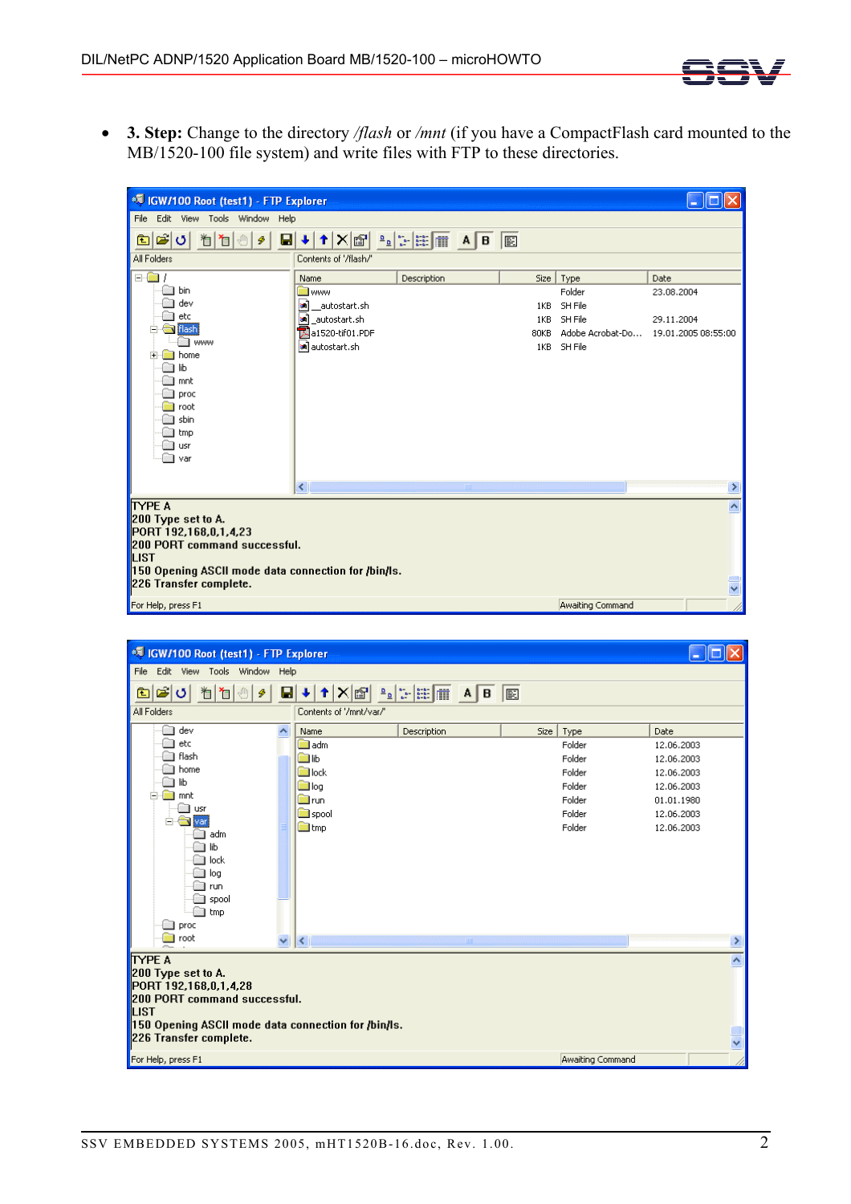- **3. Step:** Change to the directory */flash* or */mnt* (if you have a CompactFlash card mounted to the MB/1520-100 file system) and write files with FTP to these directories.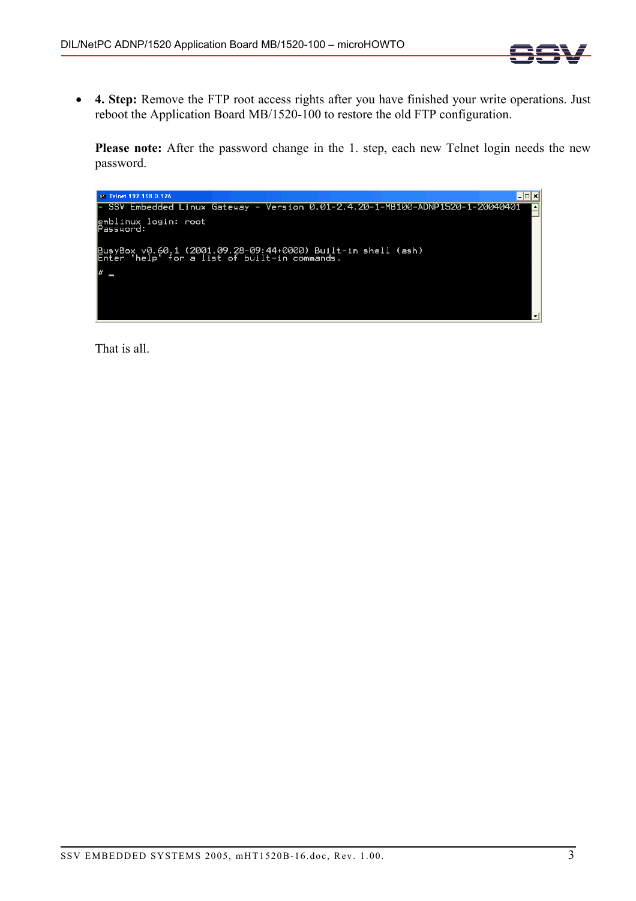- **4. Step:** Remove the FTP root access rights after you have finished your write operations. Just reboot the Application Board MB/1520-100 to restore the old FTP configuration.

  **Please note:** After the password change in the 1. step, each new Telnet login needs the new password.

```
Telnet 192.168.0.126
- SSV Embedded Linux Gateway - Version 0.01-2.4.20-1-MB100-ADNP1520-1-20040401

emblinux login: root
Password:

BusyBox v0.60.1 (2001.09.28-09:44+0000) Built-in shell (ash)
Enter 'help' for a list of built-in commands.

# _
```

  That is all.